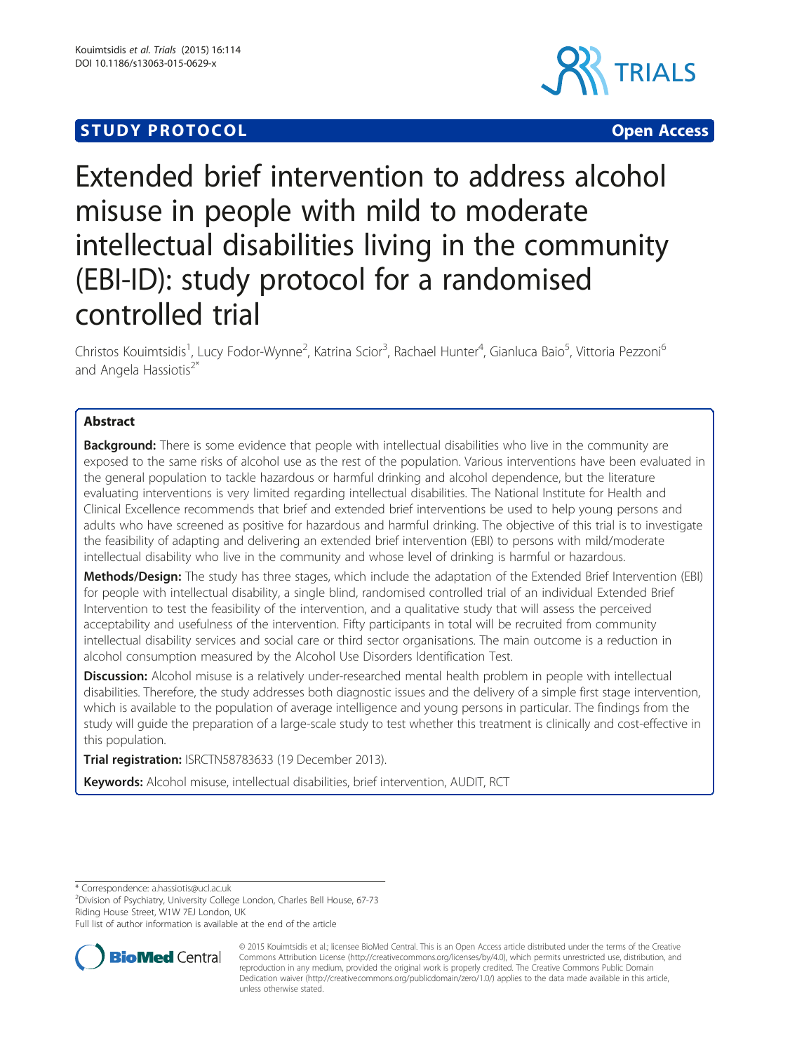**STUDY PROTOCOL** **Open Access**

# Extended brief intervention to address alcohol misuse in people with mild to moderate intellectual disabilities living in the community (EBI-ID): study protocol for a randomised controlled trial

Christos Kouimtsidis[1], Lucy Fodor-Wynne[2], Katrina Scior[3], Rachael Hunter[4], Gianluca Baio[5], Vittoria Pezzoni[6] and Angela Hassiotis[2*]

## Abstract

**Background:** There is some evidence that people with intellectual disabilities who live in the community are exposed to the same risks of alcohol use as the rest of the population. Various interventions have been evaluated in the general population to tackle hazardous or harmful drinking and alcohol dependence, but the literature evaluating interventions is very limited regarding intellectual disabilities. The National Institute for Health and Clinical Excellence recommends that brief and extended brief interventions be used to help young persons and adults who have screened as positive for hazardous and harmful drinking. The objective of this trial is to investigate the feasibility of adapting and delivering an extended brief intervention (EBI) to persons with mild/moderate intellectual disability who live in the community and whose level of drinking is harmful or hazardous.

**Methods/Design:** The study has three stages, which include the adaptation of the Extended Brief Intervention (EBI) for people with intellectual disability, a single blind, randomised controlled trial of an individual Extended Brief Intervention to test the feasibility of the intervention, and a qualitative study that will assess the perceived acceptability and usefulness of the intervention. Fifty participants in total will be recruited from community intellectual disability services and social care or third sector organisations. The main outcome is a reduction in alcohol consumption measured by the Alcohol Use Disorders Identification Test.

**Discussion:** Alcohol misuse is a relatively under-researched mental health problem in people with intellectual disabilities. Therefore, the study addresses both diagnostic issues and the delivery of a simple first stage intervention, which is available to the population of average intelligence and young persons in particular. The findings from the study will guide the preparation of a large-scale study to test whether this treatment is clinically and cost-effective in this population.

**Trial registration:** ISRCTN58783633 (19 December 2013).

**Keywords:** Alcohol misuse, intellectual disabilities, brief intervention, AUDIT, RCT

---

\* Correspondence: a.hassiotis@ucl.ac.uk

[2]Division of Psychiatry, University College London, Charles Bell House, 67-73 Riding House Street, W1W 7EJ London, UK

Full list of author information is available at the end of the article

© 2015 Kouimtsidis et al.; licensee BioMed Central. This is an Open Access article distributed under the terms of the Creative Commons Attribution License (http://creativecommons.org/licenses/by/4.0), which permits unrestricted use, distribution, and reproduction in any medium, provided the original work is properly credited. The Creative Commons Public Domain Dedication waiver (http://creativecommons.org/publicdomain/zero/1.0/) applies to the data made available in this article, unless otherwise stated.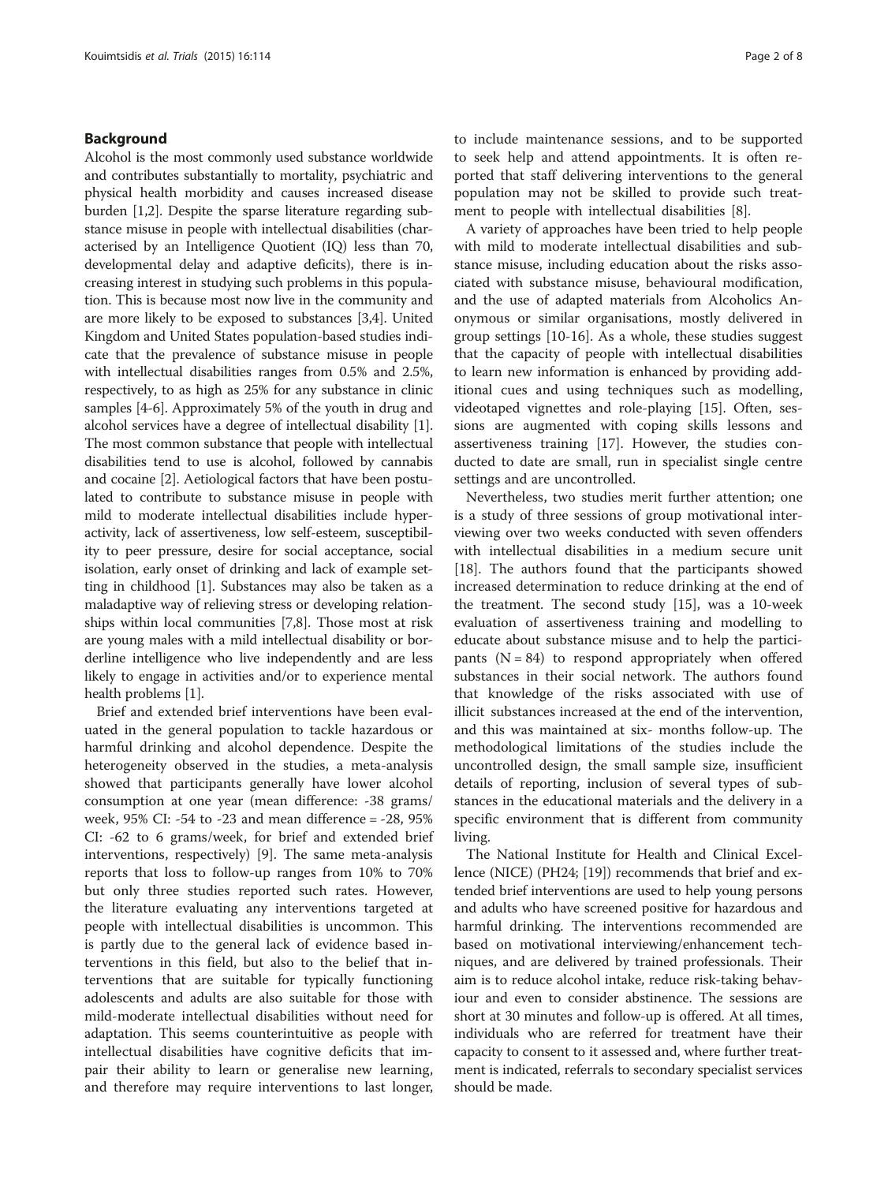## Background

Alcohol is the most commonly used substance worldwide and contributes substantially to mortality, psychiatric and physical health morbidity and causes increased disease burden [1,2]. Despite the sparse literature regarding substance misuse in people with intellectual disabilities (characterised by an Intelligence Quotient (IQ) less than 70, developmental delay and adaptive deficits), there is increasing interest in studying such problems in this population. This is because most now live in the community and are more likely to be exposed to substances [3,4]. United Kingdom and United States population-based studies indicate that the prevalence of substance misuse in people with intellectual disabilities ranges from 0.5% and 2.5%, respectively, to as high as 25% for any substance in clinic samples [4-6]. Approximately 5% of the youth in drug and alcohol services have a degree of intellectual disability [1]. The most common substance that people with intellectual disabilities tend to use is alcohol, followed by cannabis and cocaine [2]. Aetiological factors that have been postulated to contribute to substance misuse in people with mild to moderate intellectual disabilities include hyperactivity, lack of assertiveness, low self-esteem, susceptibility to peer pressure, desire for social acceptance, social isolation, early onset of drinking and lack of example setting in childhood [1]. Substances may also be taken as a maladaptive way of relieving stress or developing relationships within local communities [7,8]. Those most at risk are young males with a mild intellectual disability or borderline intelligence who live independently and are less likely to engage in activities and/or to experience mental health problems [1].

Brief and extended brief interventions have been evaluated in the general population to tackle hazardous or harmful drinking and alcohol dependence. Despite the heterogeneity observed in the studies, a meta-analysis showed that participants generally have lower alcohol consumption at one year (mean difference: -38 grams/week, 95% CI: -54 to -23 and mean difference = -28, 95% CI: -62 to 6 grams/week, for brief and extended brief interventions, respectively) [9]. The same meta-analysis reports that loss to follow-up ranges from 10% to 70% but only three studies reported such rates. However, the literature evaluating any interventions targeted at people with intellectual disabilities is uncommon. This is partly due to the general lack of evidence based interventions in this field, but also to the belief that interventions that are suitable for typically functioning adolescents and adults are also suitable for those with mild-moderate intellectual disabilities without need for adaptation. This seems counterintuitive as people with intellectual disabilities have cognitive deficits that impair their ability to learn or generalise new learning, and therefore may require interventions to last longer, to include maintenance sessions, and to be supported to seek help and attend appointments. It is often reported that staff delivering interventions to the general population may not be skilled to provide such treatment to people with intellectual disabilities [8].

A variety of approaches have been tried to help people with mild to moderate intellectual disabilities and substance misuse, including education about the risks associated with substance misuse, behavioural modification, and the use of adapted materials from Alcoholics Anonymous or similar organisations, mostly delivered in group settings [10-16]. As a whole, these studies suggest that the capacity of people with intellectual disabilities to learn new information is enhanced by providing additional cues and using techniques such as modelling, videotaped vignettes and role-playing [15]. Often, sessions are augmented with coping skills lessons and assertiveness training [17]. However, the studies conducted to date are small, run in specialist single centre settings and are uncontrolled.

Nevertheless, two studies merit further attention; one is a study of three sessions of group motivational interviewing over two weeks conducted with seven offenders with intellectual disabilities in a medium secure unit [18]. The authors found that the participants showed increased determination to reduce drinking at the end of the treatment. The second study [15], was a 10-week evaluation of assertiveness training and modelling to educate about substance misuse and to help the participants (N = 84) to respond appropriately when offered substances in their social network. The authors found that knowledge of the risks associated with use of illicit substances increased at the end of the intervention, and this was maintained at six- months follow-up. The methodological limitations of the studies include the uncontrolled design, the small sample size, insufficient details of reporting, inclusion of several types of substances in the educational materials and the delivery in a specific environment that is different from community living.

The National Institute for Health and Clinical Excellence (NICE) (PH24; [19]) recommends that brief and extended brief interventions are used to help young persons and adults who have screened positive for hazardous and harmful drinking. The interventions recommended are based on motivational interviewing/enhancement techniques, and are delivered by trained professionals. Their aim is to reduce alcohol intake, reduce risk-taking behaviour and even to consider abstinence. The sessions are short at 30 minutes and follow-up is offered. At all times, individuals who are referred for treatment have their capacity to consent to it assessed and, where further treatment is indicated, referrals to secondary specialist services should be made.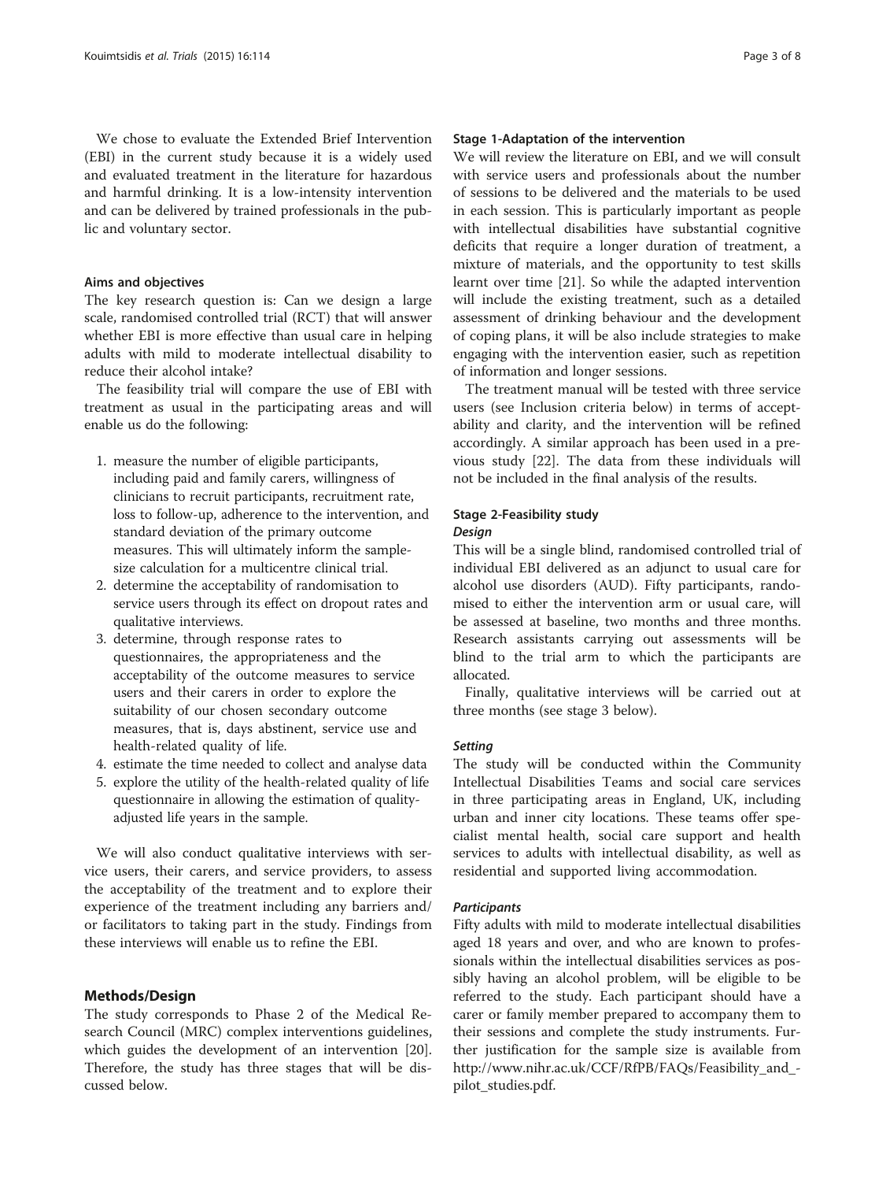We chose to evaluate the Extended Brief Intervention (EBI) in the current study because it is a widely used and evaluated treatment in the literature for hazardous and harmful drinking. It is a low-intensity intervention and can be delivered by trained professionals in the public and voluntary sector.

### Aims and objectives

The key research question is: Can we design a large scale, randomised controlled trial (RCT) that will answer whether EBI is more effective than usual care in helping adults with mild to moderate intellectual disability to reduce their alcohol intake?

The feasibility trial will compare the use of EBI with treatment as usual in the participating areas and will enable us do the following:

1. measure the number of eligible participants, including paid and family carers, willingness of clinicians to recruit participants, recruitment rate, loss to follow-up, adherence to the intervention, and standard deviation of the primary outcome measures. This will ultimately inform the sample-size calculation for a multicentre clinical trial.
2. determine the acceptability of randomisation to service users through its effect on dropout rates and qualitative interviews.
3. determine, through response rates to questionnaires, the appropriateness and the acceptability of the outcome measures to service users and their carers in order to explore the suitability of our chosen secondary outcome measures, that is, days abstinent, service use and health-related quality of life.
4. estimate the time needed to collect and analyse data
5. explore the utility of the health-related quality of life questionnaire in allowing the estimation of quality-adjusted life years in the sample.

We will also conduct qualitative interviews with service users, their carers, and service providers, to assess the acceptability of the treatment and to explore their experience of the treatment including any barriers and/or facilitators to taking part in the study. Findings from these interviews will enable us to refine the EBI.

## Methods/Design

The study corresponds to Phase 2 of the Medical Research Council (MRC) complex interventions guidelines, which guides the development of an intervention [20]. Therefore, the study has three stages that will be discussed below.

### Stage 1-Adaptation of the intervention

We will review the literature on EBI, and we will consult with service users and professionals about the number of sessions to be delivered and the materials to be used in each session. This is particularly important as people with intellectual disabilities have substantial cognitive deficits that require a longer duration of treatment, a mixture of materials, and the opportunity to test skills learnt over time [21]. So while the adapted intervention will include the existing treatment, such as a detailed assessment of drinking behaviour and the development of coping plans, it will be also include strategies to make engaging with the intervention easier, such as repetition of information and longer sessions.

The treatment manual will be tested with three service users (see Inclusion criteria below) in terms of acceptability and clarity, and the intervention will be refined accordingly. A similar approach has been used in a previous study [22]. The data from these individuals will not be included in the final analysis of the results.

### Stage 2-Feasibility study

#### *Design*

This will be a single blind, randomised controlled trial of individual EBI delivered as an adjunct to usual care for alcohol use disorders (AUD). Fifty participants, randomised to either the intervention arm or usual care, will be assessed at baseline, two months and three months. Research assistants carrying out assessments will be blind to the trial arm to which the participants are allocated.

Finally, qualitative interviews will be carried out at three months (see stage 3 below).

#### *Setting*

The study will be conducted within the Community Intellectual Disabilities Teams and social care services in three participating areas in England, UK, including urban and inner city locations. These teams offer specialist mental health, social care support and health services to adults with intellectual disability, as well as residential and supported living accommodation.

#### *Participants*

Fifty adults with mild to moderate intellectual disabilities aged 18 years and over, and who are known to professionals within the intellectual disabilities services as possibly having an alcohol problem, will be eligible to be referred to the study. Each participant should have a carer or family member prepared to accompany them to their sessions and complete the study instruments. Further justification for the sample size is available from http://www.nihr.ac.uk/CCF/RfPB/FAQs/Feasibility_and_pilot_studies.pdf.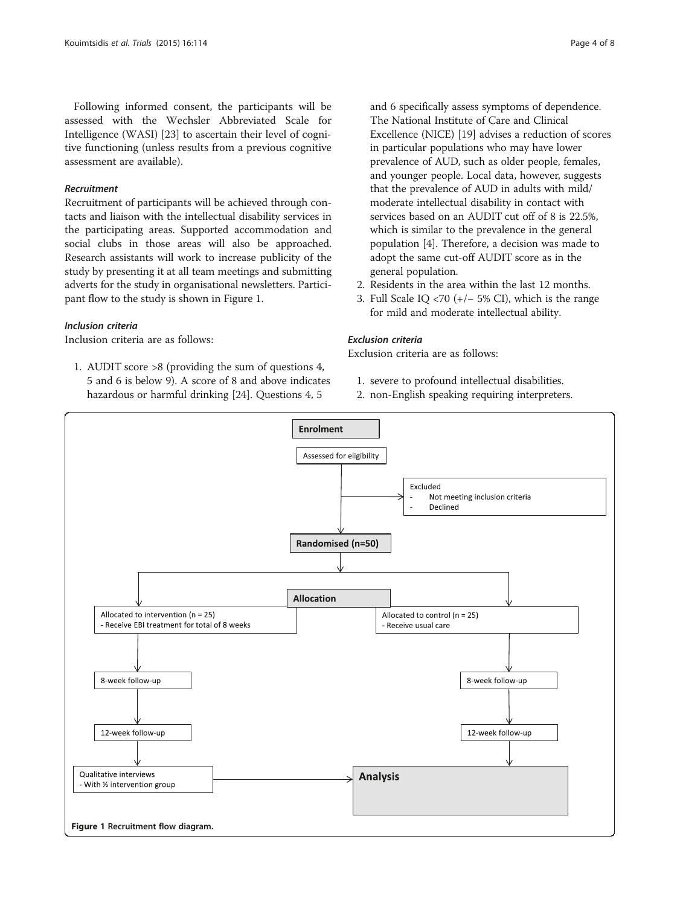Following informed consent, the participants will be assessed with the Wechsler Abbreviated Scale for Intelligence (WASI) [23] to ascertain their level of cognitive functioning (unless results from a previous cognitive assessment are available).

### *Recruitment*

Recruitment of participants will be achieved through contacts and liaison with the intellectual disability services in the participating areas. Supported accommodation and social clubs in those areas will also be approached. Research assistants will work to increase publicity of the study by presenting it at all team meetings and submitting adverts for the study in organisational newsletters. Participant flow to the study is shown in Figure 1.

### *Inclusion criteria*

Inclusion criteria are as follows:

1. AUDIT score >8 (providing the sum of questions 4, 5 and 6 is below 9). A score of 8 and above indicates hazardous or harmful drinking [24]. Questions 4, 5 and 6 specifically assess symptoms of dependence. The National Institute of Care and Clinical Excellence (NICE) [19] advises a reduction of scores in particular populations who may have lower prevalence of AUD, such as older people, females, and younger people. Local data, however, suggests that the prevalence of AUD in adults with mild/moderate intellectual disability in contact with services based on an AUDIT cut off of 8 is 22.5%, which is similar to the prevalence in the general population [4]. Therefore, a decision was made to adopt the same cut-off AUDIT score as in the general population.
2. Residents in the area within the last 12 months.
3. Full Scale IQ <70 (+/− 5% CI), which is the range for mild and moderate intellectual ability.

### *Exclusion criteria*

Exclusion criteria are as follows:

1. severe to profound intellectual disabilities.
2. non-English speaking requiring interpreters.

**Enrolment**

Assessed for eligibility

Excluded
- Not meeting inclusion criteria
- Declined

**Randomised (n=50)**

**Allocation**

Allocated to intervention (n = 25)
- Receive EBI treatment for total of 8 weeks

Allocated to control (n = 25)
- Receive usual care

8-week follow-up

8-week follow-up

12-week follow-up

12-week follow-up

Qualitative interviews
- With ½ intervention group

**Analysis**

**Figure 1** Recruitment flow diagram.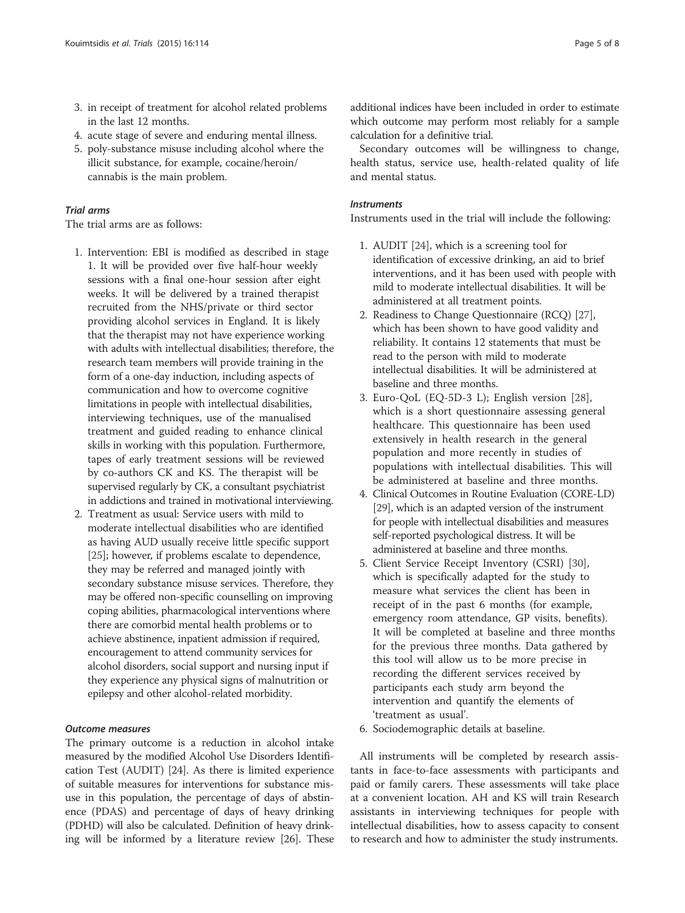3. in receipt of treatment for alcohol related problems in the last 12 months.
4. acute stage of severe and enduring mental illness.
5. poly-substance misuse including alcohol where the illicit substance, for example, cocaine/heroin/cannabis is the main problem.

#### *Trial arms*

The trial arms are as follows:

1. Intervention: EBI is modified as described in stage 1. It will be provided over five half-hour weekly sessions with a final one-hour session after eight weeks. It will be delivered by a trained therapist recruited from the NHS/private or third sector providing alcohol services in England. It is likely that the therapist may not have experience working with adults with intellectual disabilities; therefore, the research team members will provide training in the form of a one-day induction, including aspects of communication and how to overcome cognitive limitations in people with intellectual disabilities, interviewing techniques, use of the manualised treatment and guided reading to enhance clinical skills in working with this population. Furthermore, tapes of early treatment sessions will be reviewed by co-authors CK and KS. The therapist will be supervised regularly by CK, a consultant psychiatrist in addictions and trained in motivational interviewing.
2. Treatment as usual: Service users with mild to moderate intellectual disabilities who are identified as having AUD usually receive little specific support [25]; however, if problems escalate to dependence, they may be referred and managed jointly with secondary substance misuse services. Therefore, they may be offered non-specific counselling on improving coping abilities, pharmacological interventions where there are comorbid mental health problems or to achieve abstinence, inpatient admission if required, encouragement to attend community services for alcohol disorders, social support and nursing input if they experience any physical signs of malnutrition or epilepsy and other alcohol-related morbidity.

#### *Outcome measures*

The primary outcome is a reduction in alcohol intake measured by the modified Alcohol Use Disorders Identification Test (AUDIT) [24]. As there is limited experience of suitable measures for interventions for substance misuse in this population, the percentage of days of abstinence (PDAS) and percentage of days of heavy drinking (PDHD) will also be calculated. Definition of heavy drinking will be informed by a literature review [26]. These additional indices have been included in order to estimate which outcome may perform most reliably for a sample calculation for a definitive trial.

Secondary outcomes will be willingness to change, health status, service use, health-related quality of life and mental status.

#### *Instruments*

Instruments used in the trial will include the following:

1. AUDIT [24], which is a screening tool for identification of excessive drinking, an aid to brief interventions, and it has been used with people with mild to moderate intellectual disabilities. It will be administered at all treatment points.
2. Readiness to Change Questionnaire (RCQ) [27], which has been shown to have good validity and reliability. It contains 12 statements that must be read to the person with mild to moderate intellectual disabilities. It will be administered at baseline and three months.
3. Euro-QoL (EQ-5D-3 L); English version [28], which is a short questionnaire assessing general healthcare. This questionnaire has been used extensively in health research in the general population and more recently in studies of populations with intellectual disabilities. This will be administered at baseline and three months.
4. Clinical Outcomes in Routine Evaluation (CORE-LD) [29], which is an adapted version of the instrument for people with intellectual disabilities and measures self-reported psychological distress. It will be administered at baseline and three months.
5. Client Service Receipt Inventory (CSRI) [30], which is specifically adapted for the study to measure what services the client has been in receipt of in the past 6 months (for example, emergency room attendance, GP visits, benefits). It will be completed at baseline and three months for the previous three months. Data gathered by this tool will allow us to be more precise in recording the different services received by participants each study arm beyond the intervention and quantify the elements of 'treatment as usual'.
6. Sociodemographic details at baseline.

All instruments will be completed by research assistants in face-to-face assessments with participants and paid or family carers. These assessments will take place at a convenient location. AH and KS will train Research assistants in interviewing techniques for people with intellectual disabilities, how to assess capacity to consent to research and how to administer the study instruments.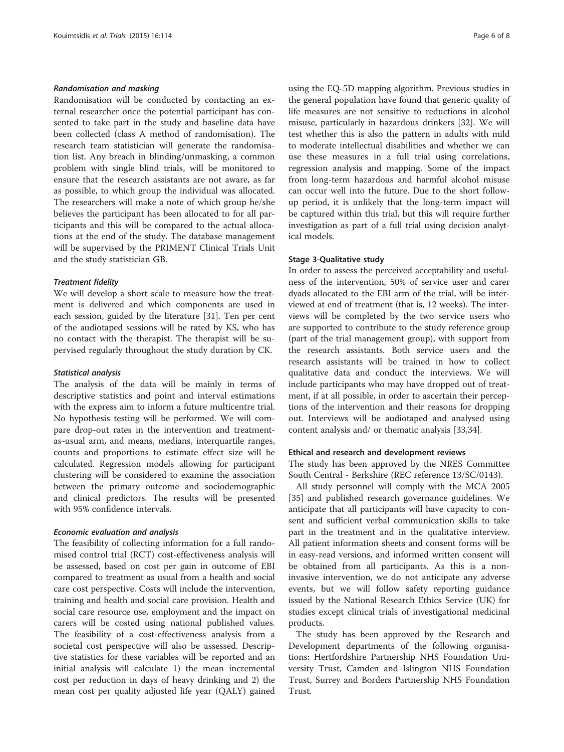#### *Randomisation and masking*

Randomisation will be conducted by contacting an external researcher once the potential participant has consented to take part in the study and baseline data have been collected (class A method of randomisation). The research team statistician will generate the randomisation list. Any breach in blinding/unmasking, a common problem with single blind trials, will be monitored to ensure that the research assistants are not aware, as far as possible, to which group the individual was allocated. The researchers will make a note of which group he/she believes the participant has been allocated to for all participants and this will be compared to the actual allocations at the end of the study. The database management will be supervised by the PRIMENT Clinical Trials Unit and the study statistician GB.

#### *Treatment fidelity*

We will develop a short scale to measure how the treatment is delivered and which components are used in each session, guided by the literature [31]. Ten per cent of the audiotaped sessions will be rated by KS, who has no contact with the therapist. The therapist will be supervised regularly throughout the study duration by CK.

#### *Statistical analysis*

The analysis of the data will be mainly in terms of descriptive statistics and point and interval estimations with the express aim to inform a future multicentre trial. No hypothesis testing will be performed. We will compare drop-out rates in the intervention and treatment-as-usual arm, and means, medians, interquartile ranges, counts and proportions to estimate effect size will be calculated. Regression models allowing for participant clustering will be considered to examine the association between the primary outcome and sociodemographic and clinical predictors. The results will be presented with 95% confidence intervals.

#### *Economic evaluation and analysis*

The feasibility of collecting information for a full randomised control trial (RCT) cost-effectiveness analysis will be assessed, based on cost per gain in outcome of EBI compared to treatment as usual from a health and social care cost perspective. Costs will include the intervention, training and health and social care provision. Health and social care resource use, employment and the impact on carers will be costed using national published values. The feasibility of a cost-effectiveness analysis from a societal cost perspective will also be assessed. Descriptive statistics for these variables will be reported and an initial analysis will calculate 1) the mean incremental cost per reduction in days of heavy drinking and 2) the mean cost per quality adjusted life year (QALY) gained using the EQ-5D mapping algorithm. Previous studies in the general population have found that generic quality of life measures are not sensitive to reductions in alcohol misuse, particularly in hazardous drinkers [32]. We will test whether this is also the pattern in adults with mild to moderate intellectual disabilities and whether we can use these measures in a full trial using correlations, regression analysis and mapping. Some of the impact from long-term hazardous and harmful alcohol misuse can occur well into the future. Due to the short follow-up period, it is unlikely that the long-term impact will be captured within this trial, but this will require further investigation as part of a full trial using decision analytical models.

### Stage 3-Qualitative study

In order to assess the perceived acceptability and usefulness of the intervention, 50% of service user and carer dyads allocated to the EBI arm of the trial, will be interviewed at end of treatment (that is, 12 weeks). The interviews will be completed by the two service users who are supported to contribute to the study reference group (part of the trial management group), with support from the research assistants. Both service users and the research assistants will be trained in how to collect qualitative data and conduct the interviews. We will include participants who may have dropped out of treatment, if at all possible, in order to ascertain their perceptions of the intervention and their reasons for dropping out. Interviews will be audiotaped and analysed using content analysis and/ or thematic analysis [33,34].

### Ethical and research and development reviews

The study has been approved by the NRES Committee South Central - Berkshire (REC reference 13/SC/0143).

All study personnel will comply with the MCA 2005 [35] and published research governance guidelines. We anticipate that all participants will have capacity to consent and sufficient verbal communication skills to take part in the treatment and in the qualitative interview. All patient information sheets and consent forms will be in easy-read versions, and informed written consent will be obtained from all participants. As this is a non-invasive intervention, we do not anticipate any adverse events, but we will follow safety reporting guidance issued by the National Research Ethics Service (UK) for studies except clinical trials of investigational medicinal products.

The study has been approved by the Research and Development departments of the following organisations: Hertfordshire Partnership NHS Foundation University Trust, Camden and Islington NHS Foundation Trust, Surrey and Borders Partnership NHS Foundation Trust.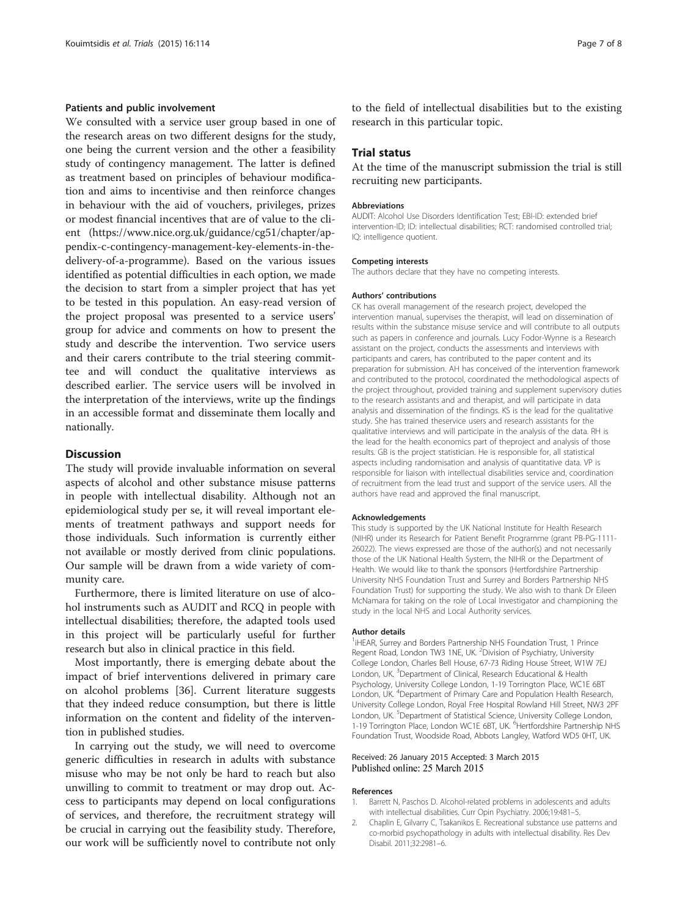### Patients and public involvement

We consulted with a service user group based in one of the research areas on two different designs for the study, one being the current version and the other a feasibility study of contingency management. The latter is defined as treatment based on principles of behaviour modification and aims to incentivise and then reinforce changes in behaviour with the aid of vouchers, privileges, prizes or modest financial incentives that are of value to the client (https://www.nice.org.uk/guidance/cg51/chapter/appendix-c-contingency-management-key-elements-in-the-delivery-of-a-programme). Based on the various issues identified as potential difficulties in each option, we made the decision to start from a simpler project that has yet to be tested in this population. An easy-read version of the project proposal was presented to a service users' group for advice and comments on how to present the study and describe the intervention. Two service users and their carers contribute to the trial steering committee and will conduct the qualitative interviews as described earlier. The service users will be involved in the interpretation of the interviews, write up the findings in an accessible format and disseminate them locally and nationally.

## Discussion

The study will provide invaluable information on several aspects of alcohol and other substance misuse patterns in people with intellectual disability. Although not an epidemiological study per se, it will reveal important elements of treatment pathways and support needs for those individuals. Such information is currently either not available or mostly derived from clinic populations. Our sample will be drawn from a wide variety of community care.

Furthermore, there is limited literature on use of alcohol instruments such as AUDIT and RCQ in people with intellectual disabilities; therefore, the adapted tools used in this project will be particularly useful for further research but also in clinical practice in this field.

Most importantly, there is emerging debate about the impact of brief interventions delivered in primary care on alcohol problems [36]. Current literature suggests that they indeed reduce consumption, but there is little information on the content and fidelity of the intervention in published studies.

In carrying out the study, we will need to overcome generic difficulties in research in adults with substance misuse who may be not only be hard to reach but also unwilling to commit to treatment or may drop out. Access to participants may depend on local configurations of services, and therefore, the recruitment strategy will be crucial in carrying out the feasibility study. Therefore, our work will be sufficiently novel to contribute not only to the field of intellectual disabilities but to the existing research in this particular topic.

## Trial status

At the time of the manuscript submission the trial is still recruiting new participants.

#### Abbreviations

AUDIT: Alcohol Use Disorders Identification Test; EBI-ID: extended brief intervention-ID; ID: intellectual disabilities; RCT: randomised controlled trial; IQ: intelligence quotient.

#### Competing interests

The authors declare that they have no competing interests.

#### Authors' contributions

CK has overall management of the research project, developed the intervention manual, supervises the therapist, will lead on dissemination of results within the substance misuse service and will contribute to all outputs such as papers in conference and journals. Lucy Fodor-Wynne is a Research assistant on the project, conducts the assessments and interviews with participants and carers, has contributed to the paper content and its preparation for submission. AH has conceived of the intervention framework and contributed to the protocol, coordinated the methodological aspects of the project throughout, provided training and supplement supervisory duties to the research assistants and and therapist, and will participate in data analysis and dissemination of the findings. KS is the lead for the qualitative study. She has trained theservice users and research assistants for the qualitative interviews and will participate in the analysis of the data. RH is the lead for the health economics part of theproject and analysis of those results. GB is the project statistician. He is responsible for, all statistical aspects including randomisation and analysis of quantitative data. VP is responsible for liaison with intellectual disabilities service and, coordination of recruitment from the lead trust and support of the service users. All the authors have read and approved the final manuscript.

#### Acknowledgements

This study is supported by the UK National Institute for Health Research (NIHR) under its Research for Patient Benefit Programme (grant PB-PG-1111-26022). The views expressed are those of the author(s) and not necessarily those of the UK National Health System, the NIHR or the Department of Health. We would like to thank the sponsors (Hertfordshire Partnership University NHS Foundation Trust and Surrey and Borders Partnership NHS Foundation Trust) for supporting the study. We also wish to thank Dr Eileen McNamara for taking on the role of Local Investigator and championing the study in the local NHS and Local Authority services.

#### Author details

[1]iHEAR, Surrey and Borders Partnership NHS Foundation Trust, 1 Prince Regent Road, London TW3 1NE, UK. [2]Division of Psychiatry, University College London, Charles Bell House, 67-73 Riding House Street, W1W 7EJ London, UK. [3]Department of Clinical, Research Educational & Health Psychology, University College London, 1-19 Torrington Place, WC1E 6BT London, UK. [4]Department of Primary Care and Population Health Research, University College London, Royal Free Hospital Rowland Hill Street, NW3 2PF London, UK. [5]Department of Statistical Science, University College London, 1-19 Torrington Place, London WC1E 6BT, UK. [6]Hertfordshire Partnership NHS Foundation Trust, Woodside Road, Abbots Langley, Watford WD5 0HT, UK.

Received: 26 January 2015 Accepted: 3 March 2015
Published online: 25 March 2015

#### References

1. Barrett N, Paschos D. Alcohol-related problems in adolescents and adults with intellectual disabilities. Curr Opin Psychiatry. 2006;19:481–5.
2. Chaplin E, Gilvarry C, Tsakanikos E. Recreational substance use patterns and co-morbid psychopathology in adults with intellectual disability. Res Dev Disabil. 2011;32:2981–6.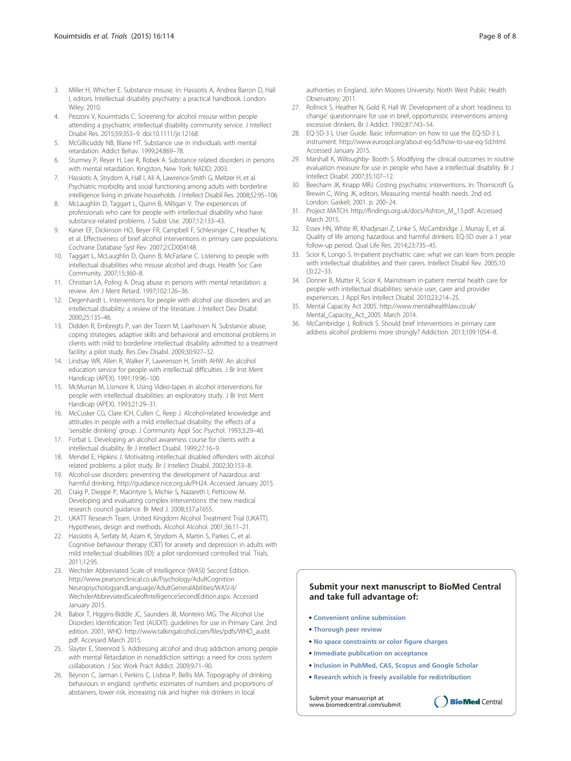3. Miller H, Whicher E. Substance misuse. In: Hassiotis A, Andrea Barron D, Hall I, editors. Intellectual disability psychiatry: a practical handbook. London: Wiley; 2010.
4. Pezzoni V, Kouimtsidis C. Screening for alcohol misuse within people attending a psychiatric intellectual disability community service. J Intellect Disabil Res. 2015;59:353–9. doi:10.1111/jir.12168.
5. McGillicuddy NB, Blane HT. Substance use in individuals with mental retardation. Addict Behav. 1999;24:869–78.
6. Sturmey P, Reyer H, Lee R, Robek A. Substance related disorders in persons with mental retardation. Kingston, New York: NADD; 2003.
7. Hassiotis A, Strydom A, Hall I, Ali A, Lawrence-Smith G, Meltzer H, et al. Psychiatric morbidity and social functioning among adults with borderline intelligence living in private households. J Intellect Disabil Res. 2008;52:95–106.
8. McLaughlin D, Taggart L, Quinn B, Milligan V. The experiences of professionals who care for people with intellectual disability who have substance-related problems. J Subst Use. 2007;12:133–43.
9. Kaner EF, Dickinson HO, Beyer FR, Campbell F, Schlesinger C, Heather N, et al. Effectiveness of brief alcohol interventions in primary care populations. Cochrane Database Syst Rev. 2007;2:CD004148.
10. Taggart L, McLaughlin D, Quinn B, McFarlane C. Listening to people with intellectual disabilities who misuse alcohol and drugs. Health Soc Care Community. 2007;15:360–8.
11. Christian LA, Poling A. Drug abuse in persons with mental retardation: a review. Am J Ment Retard. 1997;102:126–36.
12. Degenhardt L. Interventions for people with alcohol use disorders and an intellectual disability: a review of the literature. J Intellect Dev Disabil. 2000;25:135–46.
13. Didden R, Embregts P, van der Toorn M, Laarhoven N. Substance abuse, coping strategies, adaptive skills and behavioral and emotional problems in clients with mild to borderline intellectual disability admitted to a treatment facility: a pilot study. Res Dev Disabil. 2009;30:927–32.
14. Lindsay WR, Allen R, Walker P, Lawrenson H, Smith AHW. An alcohol education service for people with intellectual difficulties. J Br Inst Ment Handicap (APEX). 1991;19:96–100.
15. McMurran M, Lismore K. Using Video-tapes in alcohol interventions for people with intellectual disabilities: an exploratory study. J Br Inst Ment Handicap (APEX). 1993;21:29–31.
16. McCusker CG, Clare ICH, Cullen C, Reep J. Alcohol-related knowledge and attitudes in people with a mild intellectual disability: the effects of a 'sensible drinking' group. J Community Appl Soc Psychol. 1993;3:29–40.
17. Forbat L. Developing an alcohol awareness course for clients with a intellectual disability. Br J Intellect Disabil. 1999;27:16–9.
18. Mendel E, Hipkins J. Motivating intellectual disabled offenders with alcohol related problems: a pilot study. Br J Intellect Disabil. 2002;30:153–8.
19. Alcohol-use disorders: preventing the development of hazardous and harmful drinking. http://guidance.nice.org.uk/PH24. Accessed January 2015.
20. Craig P, Dieppe P, Macintyre S, Michie S, Nazareth I, Petticrew M. Developing and evaluating complex interventions: the new medical research council guidance. Br Med J. 2008;337:a1655.
21. UKATT Research Team. United Kingdom Alcohol Treatment Trial (UKATT). Hypotheses, design and methods. Alcohol Alcohol. 2001;36:11–21.
22. Hassiotis A, Serfaty M, Azam K, Strydom A, Martin S, Parkes C, et al. Cognitive behaviour therapy (CBT) for anxiety and depression in adults with mild intellectual disabilities (ID): a pilot randomised controlled trial. Trials. 2011;12:95.
23. Wechsler Abbreviated Scale of Intelligence (WASI) Second Edition. http://www.pearsonclinical.co.uk/Psychology/AdultCognition NeuropsychologyandLanguage/AdultGeneralAbilities/WASI-II/WechslerAbbreviatedScaleofIntelligenceSecondEdition.aspx. Accessed January 2015.
24. Babor T, Higgins-Biddle JC, Saunders JB, Monteiro MG. The Alcohol Use Disorders Identification Test (AUDIT): guidelines for use in Primary Care. 2nd edition. 2001, WHO. http://www.talkingalcohol.com/files/pdfs/WHO_audit.pdf. Accessed March 2015.
25. Slayter E, Steenrod S. Addressing alcohol and drug addiction among people with mental Retardation in nonaddiction settings: a need for cross system collaboration. J Soc Work Pract Addict. 2009;9:71–90.
26. Beynon C, Jarman I, Perkins C, Lisboa P, Bellis MA. Topography of drinking behaviours in england: synthetic estimates of numbers and proportions of abstainers, lower risk, increasing risk and higher risk drinkers in local authorities in England. John Moores University: North West Public Health Observatory; 2011.
27. Rollnick S, Heather N, Gold R, Hall W. Development of a short 'readiness to change' questionnaire for use in brief, opportunistic interventions among excessive drinkers. Br J Addict. 1992;87:743–54.
28. EQ-5D-3 L User Guide. Basic information on how to use the EQ-5D-3 L instrument. http://www.euroqol.org/about-eq-5d/how-to-use-eq-5d.html. Accessed January 2015.
29. Marshall K, Willoughby- Booth S. Modifying the clinical outcomes in routine evaluation measure for use in people who have a intellectual disability. Br J Intellect Disabil. 2007;35:107–12.
30. Beecham JK, Knapp MRJ. Costing psychiatric interventions. In: Thornicroft G, Brewin C, Wing JK, editors. Measuring mental health needs. 2nd ed. London: Gaskell; 2001. p. 200–24.
31. Project MATCH. http://findings.org.uk/docs/Ashton_M_13.pdf. Accessed March 2015.
32. Essex HN, White IR, Khadjesari Z, Linke S, McCambridge J, Murray E, et al. Quality of life among hazardous and harmful drinkers: EQ-5D over a 1 year follow-up period. Qual Life Res. 2014;23:735–45.
33. Scior K, Longo S. In-patient psychiatric care: what we can learn from people with intellectual disabilities and their carers. Intellect Disabil Rev. 2005;10 (3):22–33.
34. Donner B, Mutter R, Scior K. Mainstream in-patient mental health care for people with intellectual disabilities: service user, carer and provider experiences. J Appl Res Intellect Disabil. 2010;23:214–25.
35. Mental Capacity Act 2005. http://www.mentalhealthlaw.co.uk/Mental_Capacity_Act_2005. March 2014.
36. McCambridge J, Rollnick S. Should brief interventions in primary care address alcohol problems more strongly? Addiction. 2013;109:1054–8.

**Submit your next manuscript to BioMed Central and take full advantage of:**

- **Convenient online submission**
- **Thorough peer review**
- **No space constraints or color figure charges**
- **Immediate publication on acceptance**
- **Inclusion in PubMed, CAS, Scopus and Google Scholar**
- **Research which is freely available for redistribution**

Submit your manuscript at
www.biomedcentral.com/submit

BioMed Central